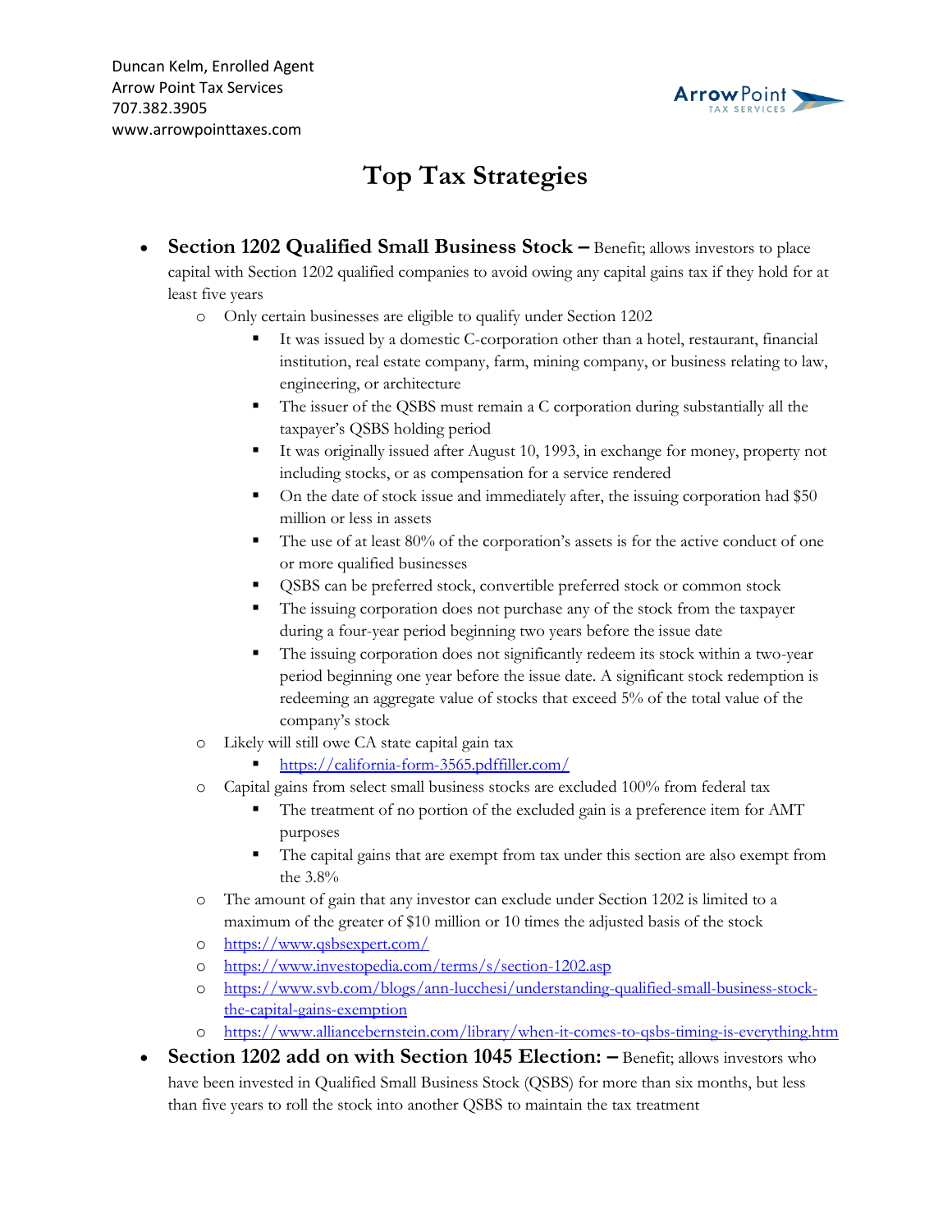Duncan Kelm, Enrolled Agent
Arrow Point Tax Services
707.382.3905
www.arrowpointtaxes.com

# Top Tax Strategies

- **Section 1202 Qualified Small Business Stock –** Benefit; allows investors to place capital with Section 1202 qualified companies to avoid owing any capital gains tax if they hold for at least five years
  - Only certain businesses are eligible to qualify under Section 1202
    - It was issued by a domestic C-corporation other than a hotel, restaurant, financial institution, real estate company, farm, mining company, or business relating to law, engineering, or architecture
    - The issuer of the QSBS must remain a C corporation during substantially all the taxpayer's QSBS holding period
    - It was originally issued after August 10, 1993, in exchange for money, property not including stocks, or as compensation for a service rendered
    - On the date of stock issue and immediately after, the issuing corporation had $50 million or less in assets
    - The use of at least 80% of the corporation's assets is for the active conduct of one or more qualified businesses
    - QSBS can be preferred stock, convertible preferred stock or common stock
    - The issuing corporation does not purchase any of the stock from the taxpayer during a four-year period beginning two years before the issue date
    - The issuing corporation does not significantly redeem its stock within a two-year period beginning one year before the issue date. A significant stock redemption is redeeming an aggregate value of stocks that exceed 5% of the total value of the company's stock
  - Likely will still owe CA state capital gain tax
    - https://california-form-3565.pdffiller.com/
  - Capital gains from select small business stocks are excluded 100% from federal tax
    - The treatment of no portion of the excluded gain is a preference item for AMT purposes
    - The capital gains that are exempt from tax under this section are also exempt from the 3.8%
  - The amount of gain that any investor can exclude under Section 1202 is limited to a maximum of the greater of $10 million or 10 times the adjusted basis of the stock
  - https://www.qsbsexpert.com/
  - https://www.investopedia.com/terms/s/section-1202.asp
  - https://www.svb.com/blogs/ann-lucchesi/understanding-qualified-small-business-stock-the-capital-gains-exemption
  - https://www.alliancebernstein.com/library/when-it-comes-to-qsbs-timing-is-everything.htm
- **Section 1202 add on with Section 1045 Election: –** Benefit; allows investors who have been invested in Qualified Small Business Stock (QSBS) for more than six months, but less than five years to roll the stock into another QSBS to maintain the tax treatment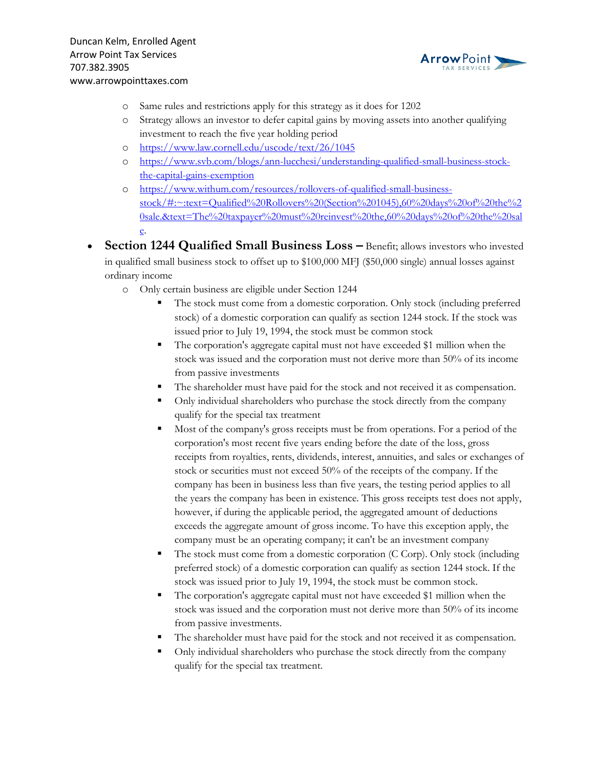- Same rules and restrictions apply for this strategy as it does for 1202
- Strategy allows an investor to defer capital gains by moving assets into another qualifying investment to reach the five year holding period
- https://www.law.cornell.edu/uscode/text/26/1045
- https://www.svb.com/blogs/ann-lucchesi/understanding-qualified-small-business-stock-the-capital-gains-exemption
- https://www.withum.com/resources/rollovers-of-qualified-small-business-stock/#:~:text=Qualified%20Rollovers%20(Section%201045),60%20days%20of%20the%20sale.&text=The%20taxpayer%20must%20reinvest%20the,60%20days%20of%20the%20sale.

- **Section 1244 Qualified Small Business Loss –** Benefit; allows investors who invested in qualified small business stock to offset up to $100,000 MFJ ($50,000 single) annual losses against ordinary income
  - Only certain business are eligible under Section 1244
    - The stock must come from a domestic corporation. Only stock (including preferred stock) of a domestic corporation can qualify as section 1244 stock. If the stock was issued prior to July 19, 1994, the stock must be common stock
    - The corporation's aggregate capital must not have exceeded $1 million when the stock was issued and the corporation must not derive more than 50% of its income from passive investments
    - The shareholder must have paid for the stock and not received it as compensation.
    - Only individual shareholders who purchase the stock directly from the company qualify for the special tax treatment
    - Most of the company's gross receipts must be from operations. For a period of the corporation's most recent five years ending before the date of the loss, gross receipts from royalties, rents, dividends, interest, annuities, and sales or exchanges of stock or securities must not exceed 50% of the receipts of the company. If the company has been in business less than five years, the testing period applies to all the years the company has been in existence. This gross receipts test does not apply, however, if during the applicable period, the aggregated amount of deductions exceeds the aggregate amount of gross income. To have this exception apply, the company must be an operating company; it can't be an investment company
    - The stock must come from a domestic corporation (C Corp). Only stock (including preferred stock) of a domestic corporation can qualify as section 1244 stock. If the stock was issued prior to July 19, 1994, the stock must be common stock.
    - The corporation's aggregate capital must not have exceeded $1 million when the stock was issued and the corporation must not derive more than 50% of its income from passive investments.
    - The shareholder must have paid for the stock and not received it as compensation.
    - Only individual shareholders who purchase the stock directly from the company qualify for the special tax treatment.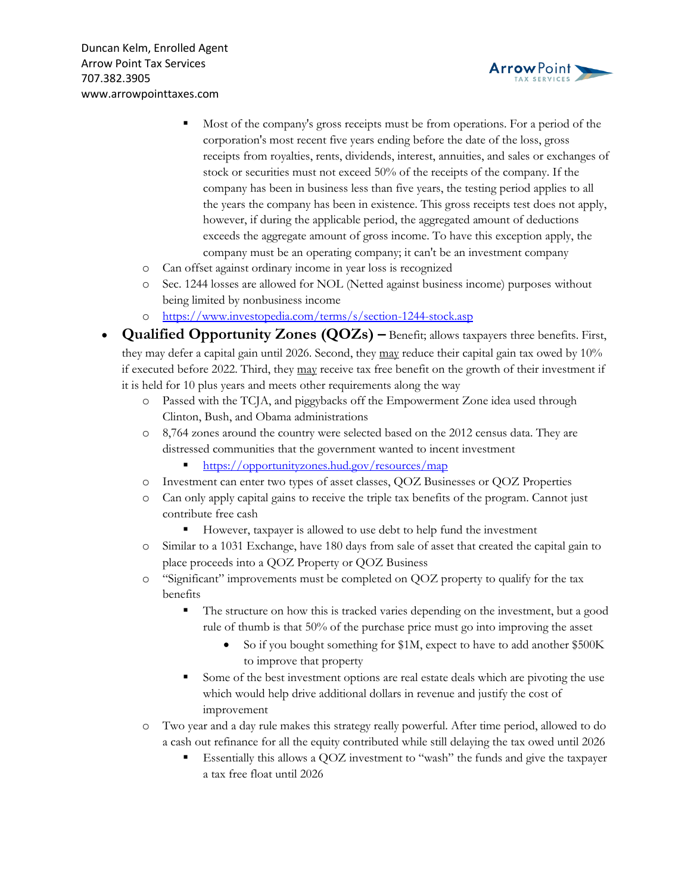- Most of the company's gross receipts must be from operations. For a period of the corporation's most recent five years ending before the date of the loss, gross receipts from royalties, rents, dividends, interest, annuities, and sales or exchanges of stock or securities must not exceed 50% of the receipts of the company. If the company has been in business less than five years, the testing period applies to all the years the company has been in existence. This gross receipts test does not apply, however, if during the applicable period, the aggregated amount of deductions exceeds the aggregate amount of gross income. To have this exception apply, the company must be an operating company; it can't be an investment company
    - Can offset against ordinary income in year loss is recognized
    - Sec. 1244 losses are allowed for NOL (Netted against business income) purposes without being limited by nonbusiness income
    - https://www.investopedia.com/terms/s/section-1244-stock.asp
- **Qualified Opportunity Zones (QOZs) –** Benefit; allows taxpayers three benefits. First, they may defer a capital gain until 2026. Second, they may reduce their capital gain tax owed by 10% if executed before 2022. Third, they may receive tax free benefit on the growth of their investment if it is held for 10 plus years and meets other requirements along the way
    - Passed with the TCJA, and piggybacks off the Empowerment Zone idea used through Clinton, Bush, and Obama administrations
    - 8,764 zones around the country were selected based on the 2012 census data. They are distressed communities that the government wanted to incent investment
        - https://opportunityzones.hud.gov/resources/map
    - Investment can enter two types of asset classes, QOZ Businesses or QOZ Properties
    - Can only apply capital gains to receive the triple tax benefits of the program. Cannot just contribute free cash
        - However, taxpayer is allowed to use debt to help fund the investment
    - Similar to a 1031 Exchange, have 180 days from sale of asset that created the capital gain to place proceeds into a QOZ Property or QOZ Business
    - "Significant" improvements must be completed on QOZ property to qualify for the tax benefits
        - The structure on how this is tracked varies depending on the investment, but a good rule of thumb is that 50% of the purchase price must go into improving the asset
            - So if you bought something for $1M, expect to have to add another $500K to improve that property
        - Some of the best investment options are real estate deals which are pivoting the use which would help drive additional dollars in revenue and justify the cost of improvement
    - Two year and a day rule makes this strategy really powerful. After time period, allowed to do a cash out refinance for all the equity contributed while still delaying the tax owed until 2026
        - Essentially this allows a QOZ investment to "wash" the funds and give the taxpayer a tax free float until 2026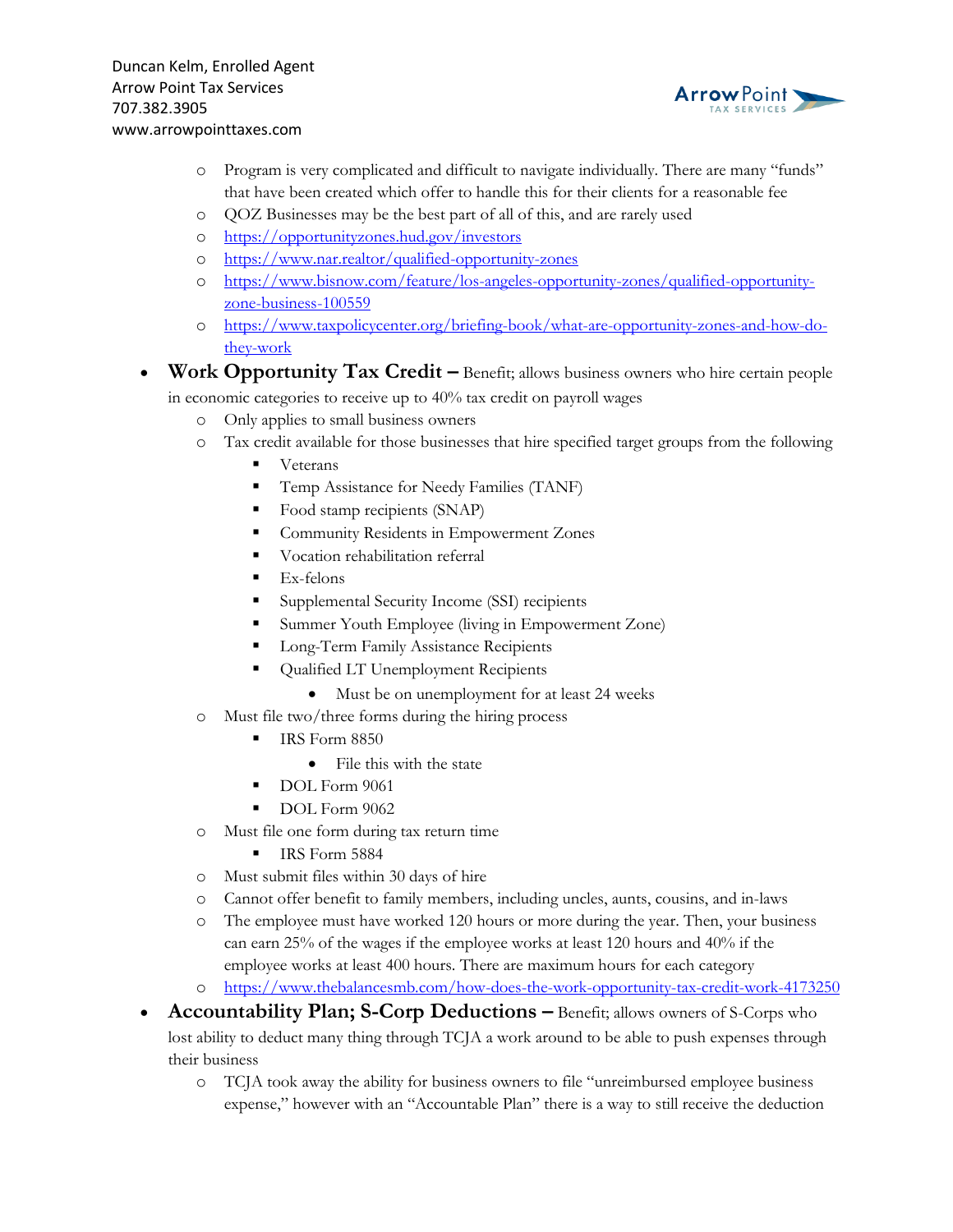- Program is very complicated and difficult to navigate individually. There are many "funds" that have been created which offer to handle this for their clients for a reasonable fee
  - QOZ Businesses may be the best part of all of this, and are rarely used
  - https://opportunityzones.hud.gov/investors
  - https://www.nar.realtor/qualified-opportunity-zones
  - https://www.bisnow.com/feature/los-angeles-opportunity-zones/qualified-opportunity-zone-business-100559
  - https://www.taxpolicycenter.org/briefing-book/what-are-opportunity-zones-and-how-do-they-work

- **Work Opportunity Tax Credit –** Benefit; allows business owners who hire certain people in economic categories to receive up to 40% tax credit on payroll wages
  - Only applies to small business owners
  - Tax credit available for those businesses that hire specified target groups from the following
    - Veterans
    - Temp Assistance for Needy Families (TANF)
    - Food stamp recipients (SNAP)
    - Community Residents in Empowerment Zones
    - Vocation rehabilitation referral
    - Ex-felons
    - Supplemental Security Income (SSI) recipients
    - Summer Youth Employee (living in Empowerment Zone)
    - Long-Term Family Assistance Recipients
    - Qualified LT Unemployment Recipients
      - Must be on unemployment for at least 24 weeks
  - Must file two/three forms during the hiring process
    - IRS Form 8850
      - File this with the state
    - DOL Form 9061
    - DOL Form 9062
  - Must file one form during tax return time
    - IRS Form 5884
  - Must submit files within 30 days of hire
  - Cannot offer benefit to family members, including uncles, aunts, cousins, and in-laws
  - The employee must have worked 120 hours or more during the year. Then, your business can earn 25% of the wages if the employee works at least 120 hours and 40% if the employee works at least 400 hours. There are maximum hours for each category
  - https://www.thebalancesmb.com/how-does-the-work-opportunity-tax-credit-work-4173250

- **Accountability Plan; S-Corp Deductions –** Benefit; allows owners of S-Corps who lost ability to deduct many thing through TCJA a work around to be able to push expenses through their business
  - TCJA took away the ability for business owners to file "unreimbursed employee business expense," however with an "Accountable Plan" there is a way to still receive the deduction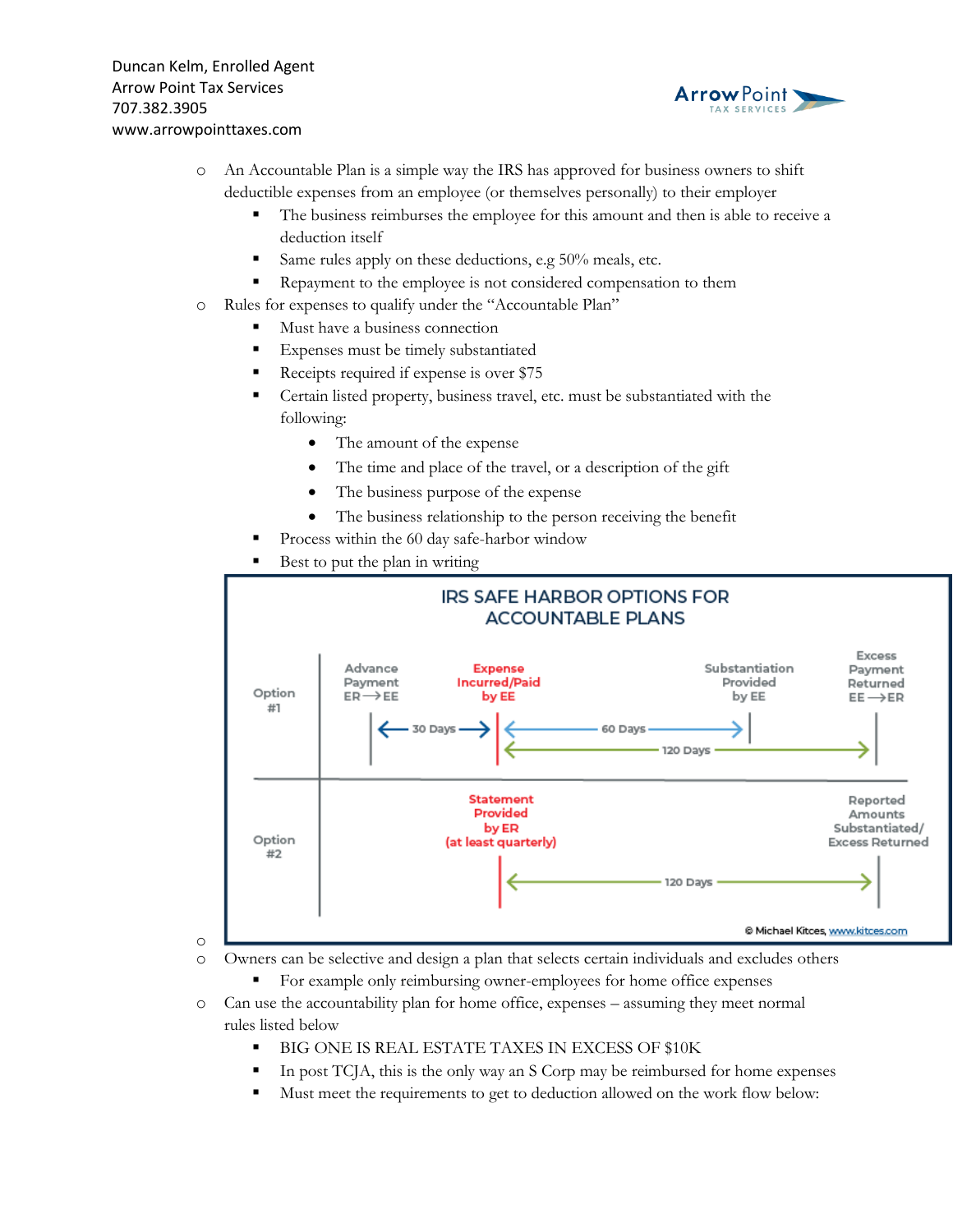- An Accountable Plan is a simple way the IRS has approved for business owners to shift deductible expenses from an employee (or themselves personally) to their employer
  - The business reimburses the employee for this amount and then is able to receive a deduction itself
  - Same rules apply on these deductions, e.g 50% meals, etc.
  - Repayment to the employee is not considered compensation to them
- Rules for expenses to qualify under the "Accountable Plan"
  - Must have a business connection
  - Expenses must be timely substantiated
  - Receipts required if expense is over $75
  - Certain listed property, business travel, etc. must be substantiated with the following:
    - The amount of the expense
    - The time and place of the travel, or a description of the gift
    - The business purpose of the expense
    - The business relationship to the person receiving the benefit
  - Process within the 60 day safe-harbor window
  - Best to put the plan in writing

**IRS SAFE HARBOR OPTIONS FOR ACCOUNTABLE PLANS**

Option #1: Advance Payment ER ⟶ EE — 30 Days — Expense Incurred/Paid by EE — 60 Days — Substantiation Provided by EE; Expense Incurred/Paid by EE — 120 Days — Excess Payment Returned EE ⟶ ER

Option #2: Statement Provided by ER (at least quarterly) — 120 Days — Reported Amounts Substantiated/ Excess Returned

© Michael Kitces, www.kitces.com

- Owners can be selective and design a plan that selects certain individuals and excludes others
  - For example only reimbursing owner-employees for home office expenses
- Can use the accountability plan for home office, expenses – assuming they meet normal rules listed below
  - BIG ONE IS REAL ESTATE TAXES IN EXCESS OF $10K
  - In post TCJA, this is the only way an S Corp may be reimbursed for home expenses
  - Must meet the requirements to get to deduction allowed on the work flow below: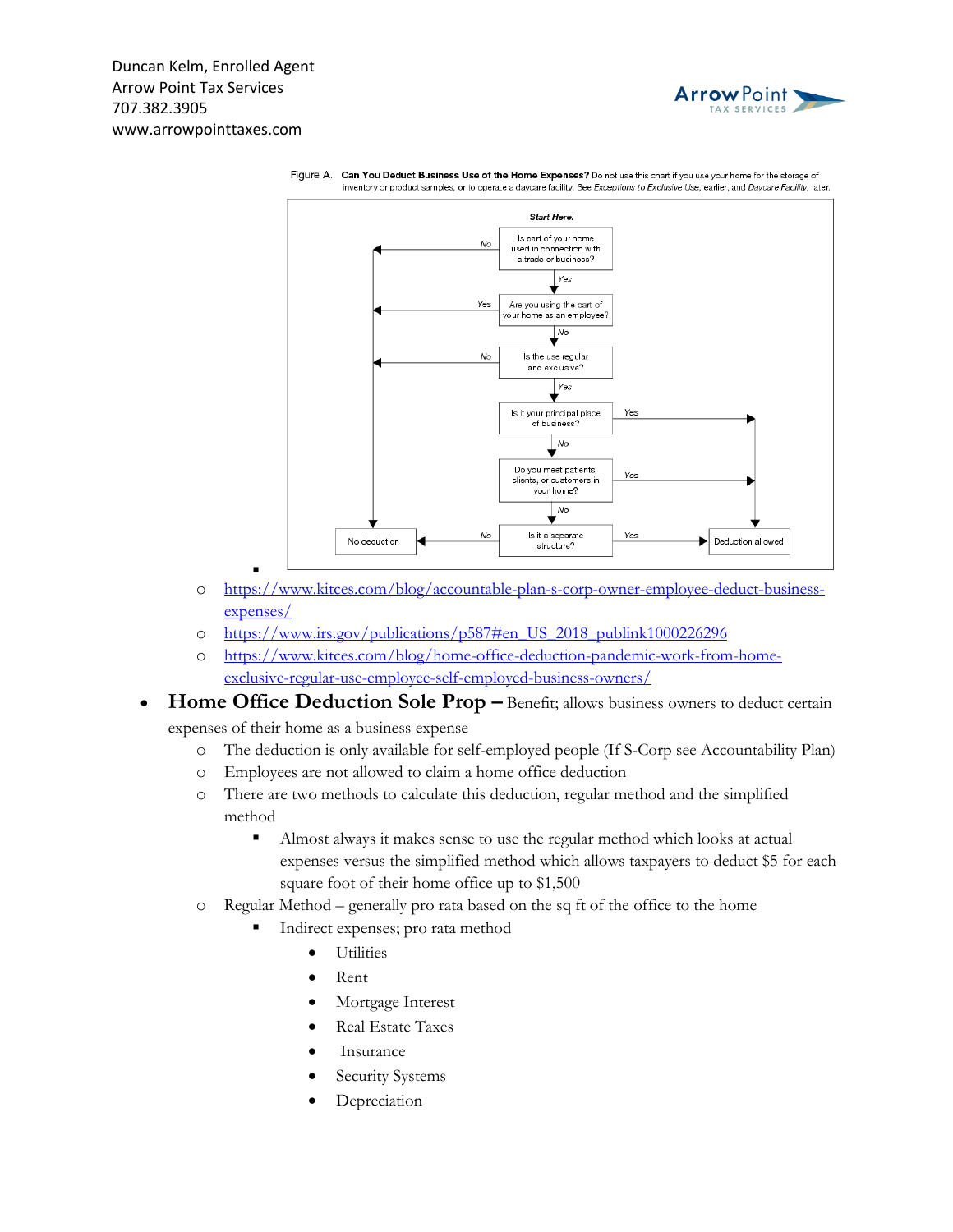Figure A. **Can You Deduct Business Use of the Home Expenses?** Do not use this chart if you use your home for the storage of inventory or product samples, or to operate a daycare facility. See *Exceptions to Exclusive Use,* earlier, and *Daycare Facility,* later.

*Start Here:*

- Is part of your home used in connection with a trade or business?
  - No → No deduction
  - Yes → Are you using the part of your home as an employee?
    - Yes → No deduction
    - No → Is the use regular and exclusive?
      - No → No deduction
      - Yes → Is it your principal place of business?
        - Yes → Deduction allowed
        - No → Do you meet patients, clients, or customers in your home?
          - Yes → Deduction allowed
          - No → Is it a separate structure?
            - Yes → Deduction allowed
            - No → No deduction

- [https://www.kitces.com/blog/accountable-plan-s-corp-owner-employee-deduct-business-expenses/](https://www.kitces.com/blog/accountable-plan-s-corp-owner-employee-deduct-business-expenses/)
- [https://www.irs.gov/publications/p587#en_US_2018_publink1000226296](https://www.irs.gov/publications/p587#en_US_2018_publink1000226296)
- [https://www.kitces.com/blog/home-office-deduction-pandemic-work-from-home-exclusive-regular-use-employee-self-employed-business-owners/](https://www.kitces.com/blog/home-office-deduction-pandemic-work-from-home-exclusive-regular-use-employee-self-employed-business-owners/)

- **Home Office Deduction Sole Prop –** Benefit; allows business owners to deduct certain expenses of their home as a business expense
  - The deduction is only available for self-employed people (If S-Corp see Accountability Plan)
  - Employees are not allowed to claim a home office deduction
  - There are two methods to calculate this deduction, regular method and the simplified method
    - Almost always it makes sense to use the regular method which looks at actual expenses versus the simplified method which allows taxpayers to deduct $5 for each square foot of their home office up to $1,500
  - Regular Method – generally pro rata based on the sq ft of the office to the home
    - Indirect expenses; pro rata method
      - Utilities
      - Rent
      - Mortgage Interest
      - Real Estate Taxes
      - Insurance
      - Security Systems
      - Depreciation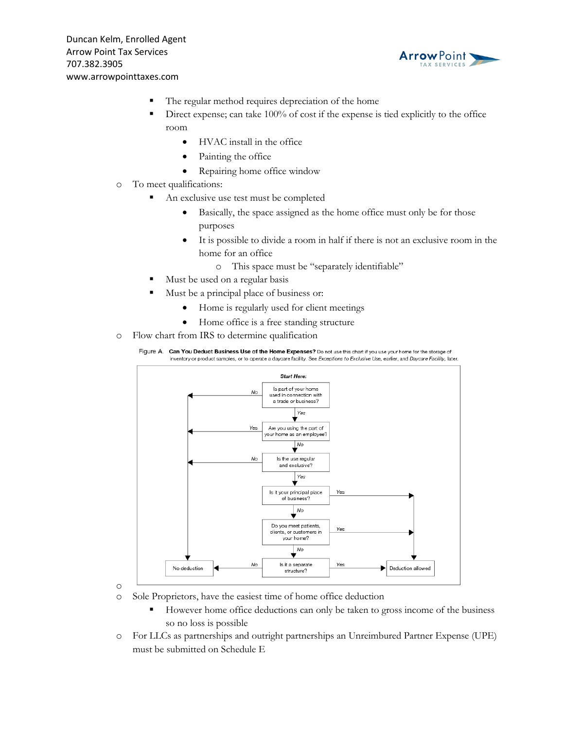- The regular method requires depreciation of the home
        - Direct expense; can take 100% of cost if the expense is tied explicitly to the office room
            - HVAC install in the office
            - Painting the office
            - Repairing home office window
- To meet qualifications:
    - An exclusive use test must be completed
        - Basically, the space assigned as the home office must only be for those purposes
        - It is possible to divide a room in half if there is not an exclusive room in the home for an office
            - This space must be "separately identifiable"
    - Must be used on a regular basis
    - Must be a principal place of business or:
        - Home is regularly used for client meetings
        - Home office is a free standing structure
- Flow chart from IRS to determine qualification

Figure A. **Can You Deduct Business Use of the Home Expenses?** Do not use this chart if you use your home for the storage of inventory or product samples, or to operate a daycare facility. See *Exceptions to Exclusive Use,* earlier, and *Daycare Facility,* later.

***Start Here:***

1. Is part of your home used in connection with a trade or business?
    - No → No deduction
    - Yes → go to 2
2. Are you using the part of your home as an employee?
    - Yes → No deduction
    - No → go to 3
3. Is the use regular and exclusive?
    - No → No deduction
    - Yes → go to 4
4. Is it your principal place of business?
    - Yes → Deduction allowed
    - No → go to 5
5. Do you meet patients, clients, or customers in your home?
    - Yes → Deduction allowed
    - No → go to 6
6. Is it a separate structure?
    - Yes → Deduction allowed
    - No → No deduction

- Sole Proprietors, have the easiest time of home office deduction
    - However home office deductions can only be taken to gross income of the business so no loss is possible
- For LLCs as partnerships and outright partnerships an Unreimbured Partner Expense (UPE) must be submitted on Schedule E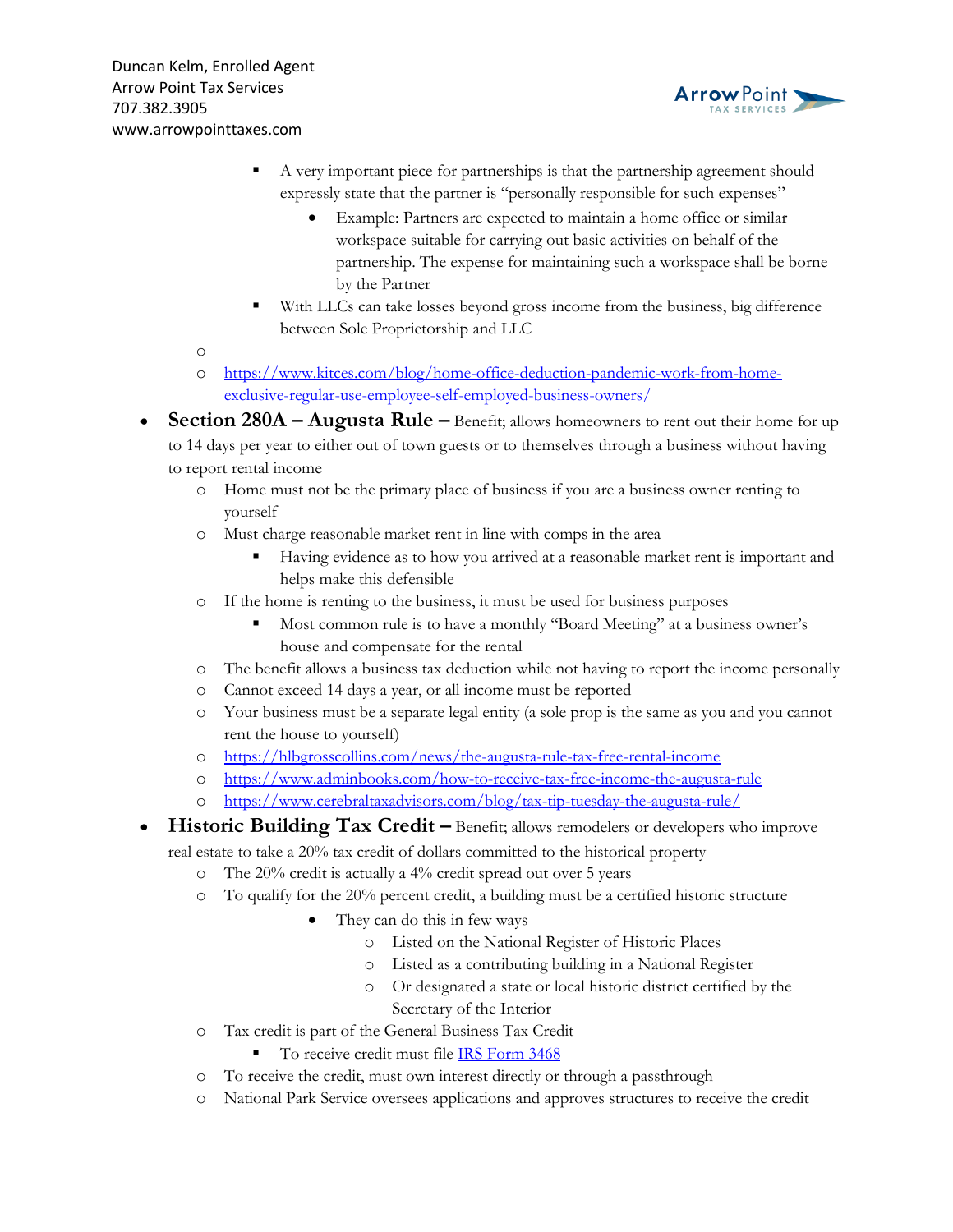- A very important piece for partnerships is that the partnership agreement should expressly state that the partner is "personally responsible for such expenses"
  - Example: Partners are expected to maintain a home office or similar workspace suitable for carrying out basic activities on behalf of the partnership. The expense for maintaining such a workspace shall be borne by the Partner
- With LLCs can take losses beyond gross income from the business, big difference between Sole Proprietorship and LLC

- 
- [https://www.kitces.com/blog/home-office-deduction-pandemic-work-from-home-exclusive-regular-use-employee-self-employed-business-owners/](https://www.kitces.com/blog/home-office-deduction-pandemic-work-from-home-exclusive-regular-use-employee-self-employed-business-owners/)

- **Section 280A – Augusta Rule –** Benefit; allows homeowners to rent out their home for up to 14 days per year to either out of town guests or to themselves through a business without having to report rental income
  - Home must not be the primary place of business if you are a business owner renting to yourself
  - Must charge reasonable market rent in line with comps in the area
    - Having evidence as to how you arrived at a reasonable market rent is important and helps make this defensible
  - If the home is renting to the business, it must be used for business purposes
    - Most common rule is to have a monthly "Board Meeting" at a business owner's house and compensate for the rental
  - The benefit allows a business tax deduction while not having to report the income personally
  - Cannot exceed 14 days a year, or all income must be reported
  - Your business must be a separate legal entity (a sole prop is the same as you and you cannot rent the house to yourself)
  - [https://hlbgrosscollins.com/news/the-augusta-rule-tax-free-rental-income](https://hlbgrosscollins.com/news/the-augusta-rule-tax-free-rental-income)
  - [https://www.adminbooks.com/how-to-receive-tax-free-income-the-augusta-rule](https://www.adminbooks.com/how-to-receive-tax-free-income-the-augusta-rule)
  - [https://www.cerebraltaxadvisors.com/blog/tax-tip-tuesday-the-augusta-rule/](https://www.cerebraltaxadvisors.com/blog/tax-tip-tuesday-the-augusta-rule/)
- **Historic Building Tax Credit –** Benefit; allows remodelers or developers who improve real estate to take a 20% tax credit of dollars committed to the historical property
  - The 20% credit is actually a 4% credit spread out over 5 years
  - To qualify for the 20% percent credit, a building must be a certified historic structure
    - They can do this in few ways
      - Listed on the National Register of Historic Places
      - Listed as a contributing building in a National Register
      - Or designated a state or local historic district certified by the Secretary of the Interior
  - Tax credit is part of the General Business Tax Credit
    - To receive credit must file [IRS Form 3468]()
  - To receive the credit, must own interest directly or through a passthrough
  - National Park Service oversees applications and approves structures to receive the credit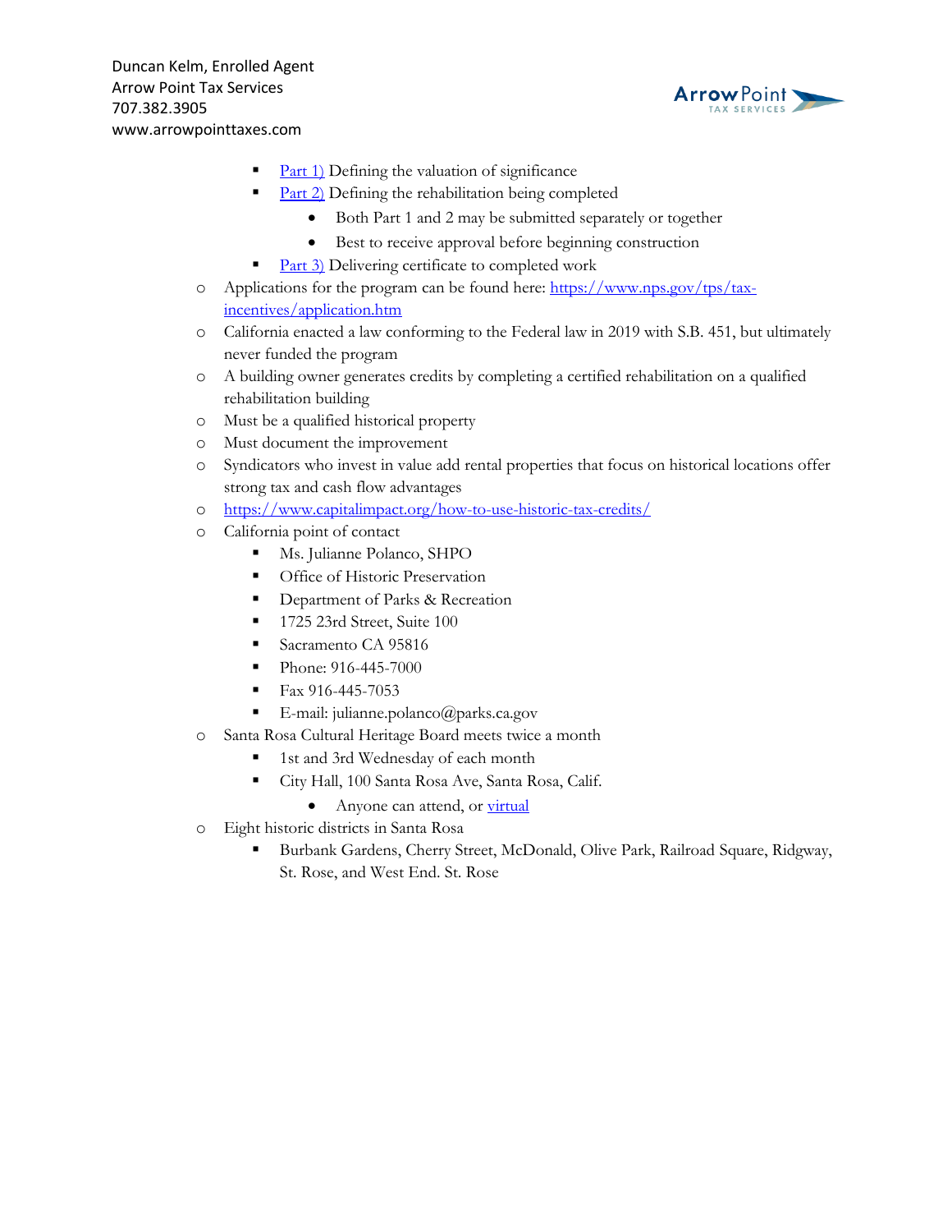- [Part 1)](#) Defining the valuation of significance
      - [Part 2)](#) Defining the rehabilitation being completed
        - Both Part 1 and 2 may be submitted separately or together
        - Best to receive approval before beginning construction
      - [Part 3)](#) Delivering certificate to completed work
    - Applications for the program can be found here: [https://www.nps.gov/tps/tax-incentives/application.htm](https://www.nps.gov/tps/tax-incentives/application.htm)
    - California enacted a law conforming to the Federal law in 2019 with S.B. 451, but ultimately never funded the program
    - A building owner generates credits by completing a certified rehabilitation on a qualified rehabilitation building
    - Must be a qualified historical property
    - Must document the improvement
    - Syndicators who invest in value add rental properties that focus on historical locations offer strong tax and cash flow advantages
    - [https://www.capitalimpact.org/how-to-use-historic-tax-credits/](https://www.capitalimpact.org/how-to-use-historic-tax-credits/)
    - California point of contact
      - Ms. Julianne Polanco, SHPO
      - Office of Historic Preservation
      - Department of Parks & Recreation
      - 1725 23rd Street, Suite 100
      - Sacramento CA 95816
      - Phone: 916-445-7000
      - Fax 916-445-7053
      - E-mail: julianne.polanco@parks.ca.gov
    - Santa Rosa Cultural Heritage Board meets twice a month
      - 1st and 3rd Wednesday of each month
      - City Hall, 100 Santa Rosa Ave, Santa Rosa, Calif.
        - Anyone can attend, or [virtual](#)
    - Eight historic districts in Santa Rosa
      - Burbank Gardens, Cherry Street, McDonald, Olive Park, Railroad Square, Ridgway, St. Rose, and West End. St. Rose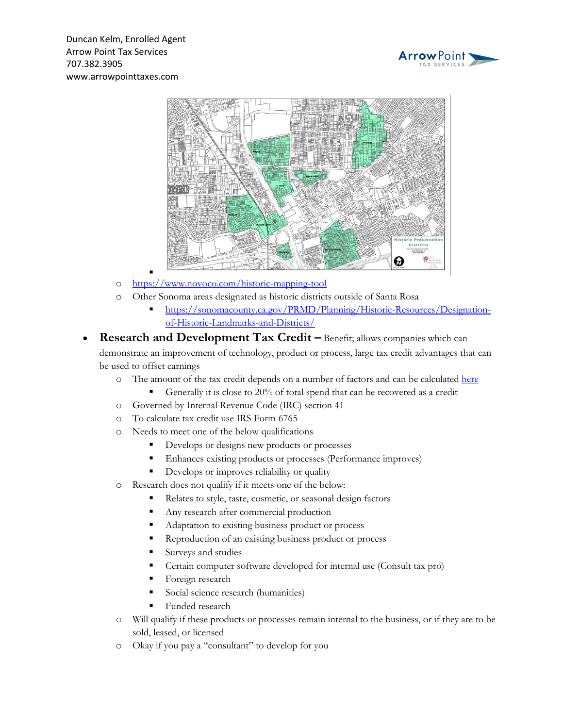-
  - https://www.novoco.com/historic-mapping-tool
  - Other Sonoma areas designated as historic districts outside of Santa Rosa
    - https://sonomacounty.ca.gov/PRMD/Planning/Historic-Resources/Designation-of-Historic-Landmarks-and-Districts/

- **Research and Development Tax Credit –** Benefit; allows companies which can demonstrate an improvement of technology, product or process, large tax credit advantages that can be used to offset earnings
  - The amount of the tax credit depends on a number of factors and can be calculated here
    - Generally it is close to 20% of total spend that can be recovered as a credit
  - Governed by Internal Revenue Code (IRC) section 41
  - To calculate tax credit use IRS Form 6765
  - Needs to meet one of the below qualifications
    - Develops or designs new products or processes
    - Enhances existing products or processes (Performance improves)
    - Develops or improves reliability or quality
  - Research does not qualify if it meets one of the below:
    - Relates to style, taste, cosmetic, or seasonal design factors
    - Any research after commercial production
    - Adaptation to existing business product or process
    - Reproduction of an existing business product or process
    - Surveys and studies
    - Certain computer software developed for internal use (Consult tax pro)
    - Foreign research
    - Social science research (humanities)
    - Funded research
  - Will qualify if these products or processes remain internal to the business, or if they are to be sold, leased, or licensed
  - Okay if you pay a "consultant" to develop for you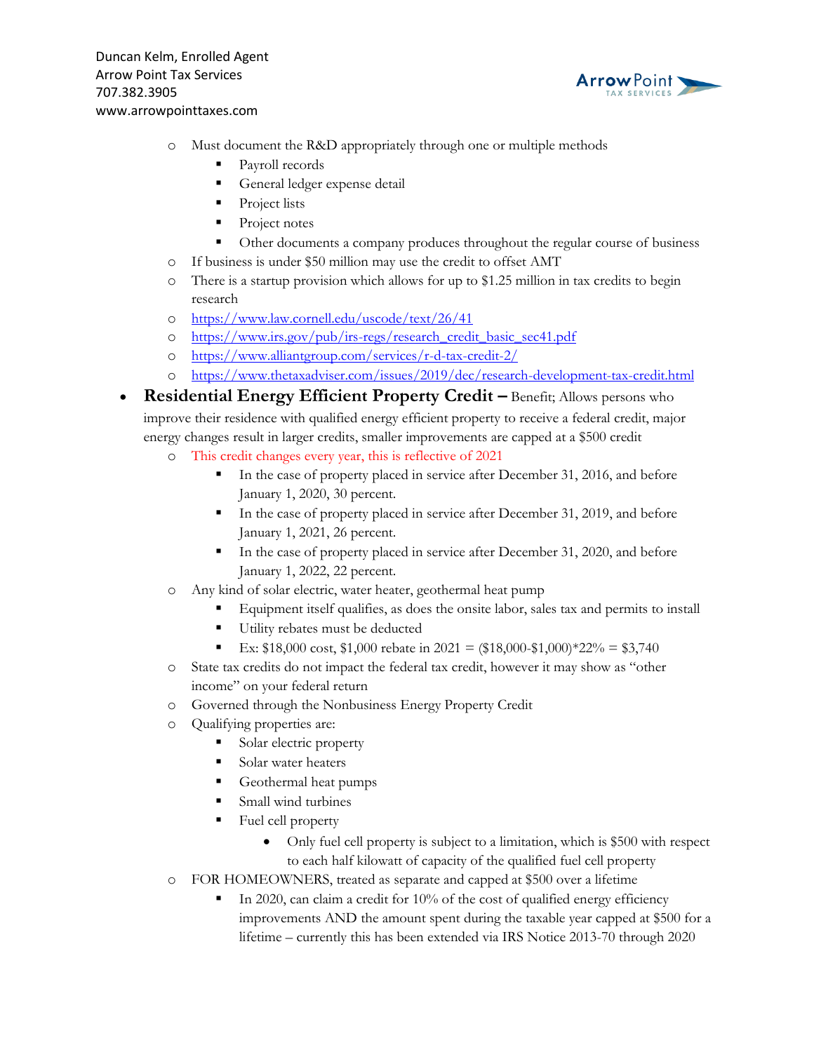- Must document the R&D appropriately through one or multiple methods
  - Payroll records
  - General ledger expense detail
  - Project lists
  - Project notes
  - Other documents a company produces throughout the regular course of business
- If business is under $50 million may use the credit to offset AMT
- There is a startup provision which allows for up to $1.25 million in tax credits to begin research
- https://www.law.cornell.edu/uscode/text/26/41
- https://www.irs.gov/pub/irs-regs/research_credit_basic_sec41.pdf
- https://www.alliantgroup.com/services/r-d-tax-credit-2/
- https://www.thetaxadviser.com/issues/2019/dec/research-development-tax-credit.html

- **Residential Energy Efficient Property Credit –** Benefit; Allows persons who improve their residence with qualified energy efficient property to receive a federal credit, major energy changes result in larger credits, smaller improvements are capped at a $500 credit
  - This credit changes every year, this is reflective of 2021
    - In the case of property placed in service after December 31, 2016, and before January 1, 2020, 30 percent.
    - In the case of property placed in service after December 31, 2019, and before January 1, 2021, 26 percent.
    - In the case of property placed in service after December 31, 2020, and before January 1, 2022, 22 percent.
  - Any kind of solar electric, water heater, geothermal heat pump
    - Equipment itself qualifies, as does the onsite labor, sales tax and permits to install
    - Utility rebates must be deducted
    - Ex: $18,000 cost, $1,000 rebate in 2021 = ($18,000-$1,000)*22% = $3,740
  - State tax credits do not impact the federal tax credit, however it may show as "other income" on your federal return
  - Governed through the Nonbusiness Energy Property Credit
  - Qualifying properties are:
    - Solar electric property
    - Solar water heaters
    - Geothermal heat pumps
    - Small wind turbines
    - Fuel cell property
      - Only fuel cell property is subject to a limitation, which is $500 with respect to each half kilowatt of capacity of the qualified fuel cell property
  - FOR HOMEOWNERS, treated as separate and capped at $500 over a lifetime
    - In 2020, can claim a credit for 10% of the cost of qualified energy efficiency improvements AND the amount spent during the taxable year capped at $500 for a lifetime – currently this has been extended via IRS Notice 2013-70 through 2020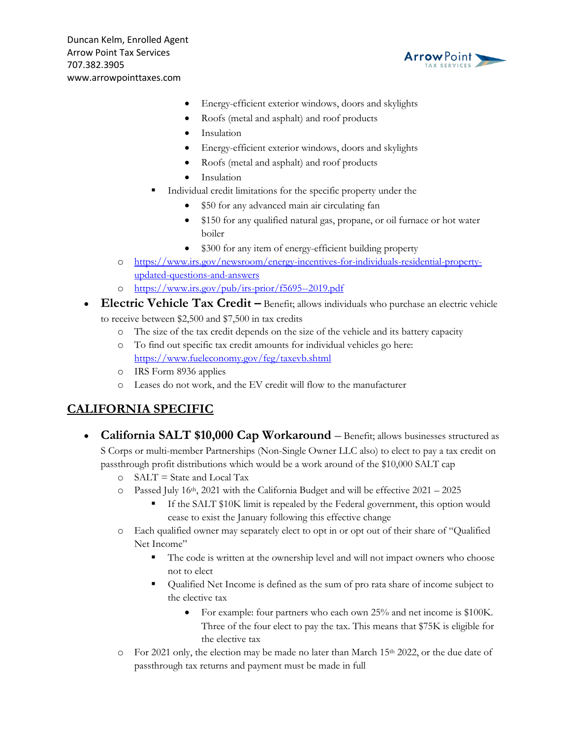- Energy-efficient exterior windows, doors and skylights
- Roofs (metal and asphalt) and roof products
- Insulation
- Energy-efficient exterior windows, doors and skylights
- Roofs (metal and asphalt) and roof products
- Insulation

  - Individual credit limitations for the specific property under the
    - $50 for any advanced main air circulating fan
    - $150 for any qualified natural gas, propane, or oil furnace or hot water boiler
    - $300 for any item of energy-efficient building property
  - https://www.irs.gov/newsroom/energy-incentives-for-individuals-residential-property-updated-questions-and-answers
  - https://www.irs.gov/pub/irs-prior/f5695--2019.pdf

- **Electric Vehicle Tax Credit –** Benefit; allows individuals who purchase an electric vehicle to receive between $2,500 and $7,500 in tax credits
  - The size of the tax credit depends on the size of the vehicle and its battery capacity
  - To find out specific tax credit amounts for individual vehicles go here: https://www.fueleconomy.gov/feg/taxevb.shtml
  - IRS Form 8936 applies
  - Leases do not work, and the EV credit will flow to the manufacturer

## CALIFORNIA SPECIFIC

- **California SALT $10,000 Cap Workaround** – Benefit; allows businesses structured as S Corps or multi-member Partnerships (Non-Single Owner LLC also) to elect to pay a tax credit on passthrough profit distributions which would be a work around of the $10,000 SALT cap
  - SALT = State and Local Tax
  - Passed July 16th, 2021 with the California Budget and will be effective 2021 – 2025
    - If the SALT $10K limit is repealed by the Federal government, this option would cease to exist the January following this effective change
  - Each qualified owner may separately elect to opt in or opt out of their share of "Qualified Net Income"
    - The code is written at the ownership level and will not impact owners who choose not to elect
    - Qualified Net Income is defined as the sum of pro rata share of income subject to the elective tax
      - For example: four partners who each own 25% and net income is $100K. Three of the four elect to pay the tax. This means that $75K is eligible for the elective tax
  - For 2021 only, the election may be made no later than March 15th 2022, or the due date of passthrough tax returns and payment must be made in full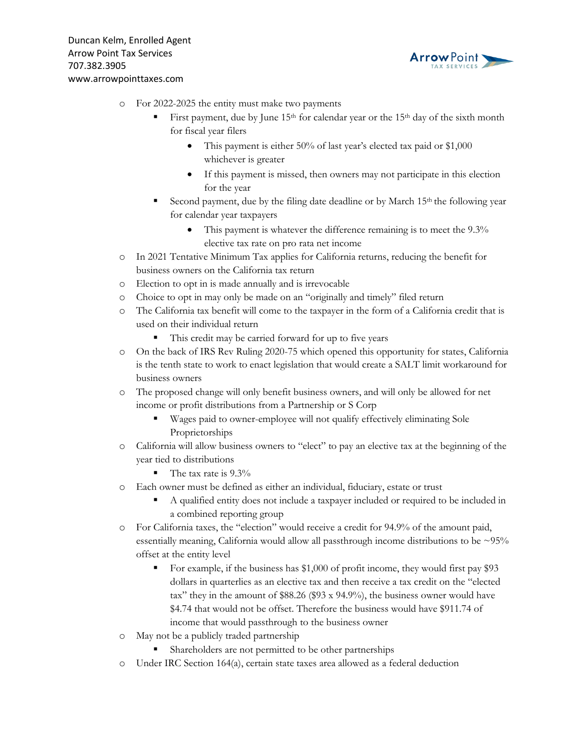- For 2022-2025 the entity must make two payments
  - First payment, due by June 15th for calendar year or the 15th day of the sixth month for fiscal year filers
    - This payment is either 50% of last year's elected tax paid or $1,000 whichever is greater
    - If this payment is missed, then owners may not participate in this election for the year
  - Second payment, due by the filing date deadline or by March 15th the following year for calendar year taxpayers
    - This payment is whatever the difference remaining is to meet the 9.3% elective tax rate on pro rata net income
- In 2021 Tentative Minimum Tax applies for California returns, reducing the benefit for business owners on the California tax return
- Election to opt in is made annually and is irrevocable
- Choice to opt in may only be made on an "originally and timely" filed return
- The California tax benefit will come to the taxpayer in the form of a California credit that is used on their individual return
  - This credit may be carried forward for up to five years
- On the back of IRS Rev Ruling 2020-75 which opened this opportunity for states, California is the tenth state to work to enact legislation that would create a SALT limit workaround for business owners
- The proposed change will only benefit business owners, and will only be allowed for net income or profit distributions from a Partnership or S Corp
  - Wages paid to owner-employee will not qualify effectively eliminating Sole Proprietorships
- California will allow business owners to "elect" to pay an elective tax at the beginning of the year tied to distributions
  - The tax rate is 9.3%
- Each owner must be defined as either an individual, fiduciary, estate or trust
  - A qualified entity does not include a taxpayer included or required to be included in a combined reporting group
- For California taxes, the "election" would receive a credit for 94.9% of the amount paid, essentially meaning, California would allow all passthrough income distributions to be ~95% offset at the entity level
  - For example, if the business has $1,000 of profit income, they would first pay $93 dollars in quarterlies as an elective tax and then receive a tax credit on the "elected tax" they in the amount of $88.26 ($93 x 94.9%), the business owner would have $4.74 that would not be offset. Therefore the business would have $911.74 of income that would passthrough to the business owner
- May not be a publicly traded partnership
  - Shareholders are not permitted to be other partnerships
- Under IRC Section 164(a), certain state taxes area allowed as a federal deduction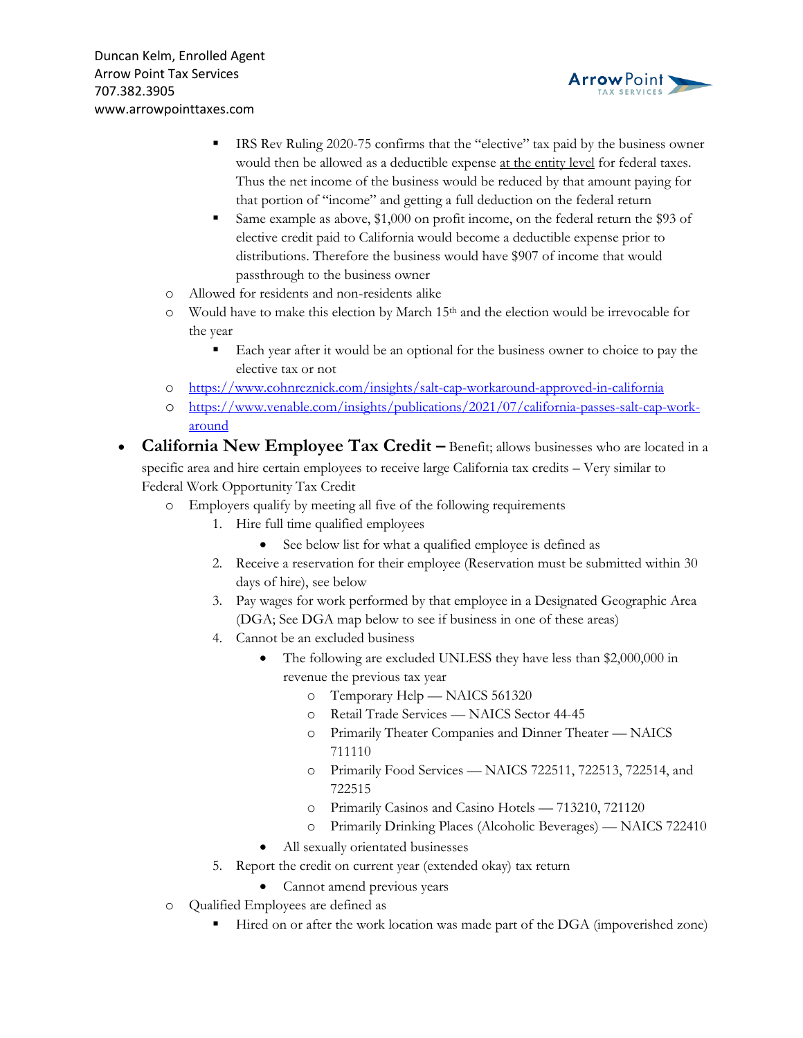- IRS Rev Ruling 2020-75 confirms that the "elective" tax paid by the business owner would then be allowed as a deductible expense at the entity level for federal taxes. Thus the net income of the business would be reduced by that amount paying for that portion of "income" and getting a full deduction on the federal return
      - Same example as above, $1,000 on profit income, on the federal return the $93 of elective credit paid to California would become a deductible expense prior to distributions. Therefore the business would have $907 of income that would passthrough to the business owner
    - Allowed for residents and non-residents alike
    - Would have to make this election by March 15th and the election would be irrevocable for the year
      - Each year after it would be an optional for the business owner to choice to pay the elective tax or not
    - https://www.cohnreznick.com/insights/salt-cap-workaround-approved-in-california
    - https://www.venable.com/insights/publications/2021/07/california-passes-salt-cap-work-around

- **California New Employee Tax Credit –** Benefit; allows businesses who are located in a specific area and hire certain employees to receive large California tax credits – Very similar to Federal Work Opportunity Tax Credit
    - Employers qualify by meeting all five of the following requirements
      1. Hire full time qualified employees
         - See below list for what a qualified employee is defined as
      2. Receive a reservation for their employee (Reservation must be submitted within 30 days of hire), see below
      3. Pay wages for work performed by that employee in a Designated Geographic Area (DGA; See DGA map below to see if business in one of these areas)
      4. Cannot be an excluded business
         - The following are excluded UNLESS they have less than $2,000,000 in revenue the previous tax year
           - Temporary Help — NAICS 561320
           - Retail Trade Services — NAICS Sector 44-45
           - Primarily Theater Companies and Dinner Theater — NAICS 711110
           - Primarily Food Services — NAICS 722511, 722513, 722514, and 722515
           - Primarily Casinos and Casino Hotels — 713210, 721120
           - Primarily Drinking Places (Alcoholic Beverages) — NAICS 722410
         - All sexually orientated businesses
      5. Report the credit on current year (extended okay) tax return
         - Cannot amend previous years
    - Qualified Employees are defined as
      - Hired on or after the work location was made part of the DGA (impoverished zone)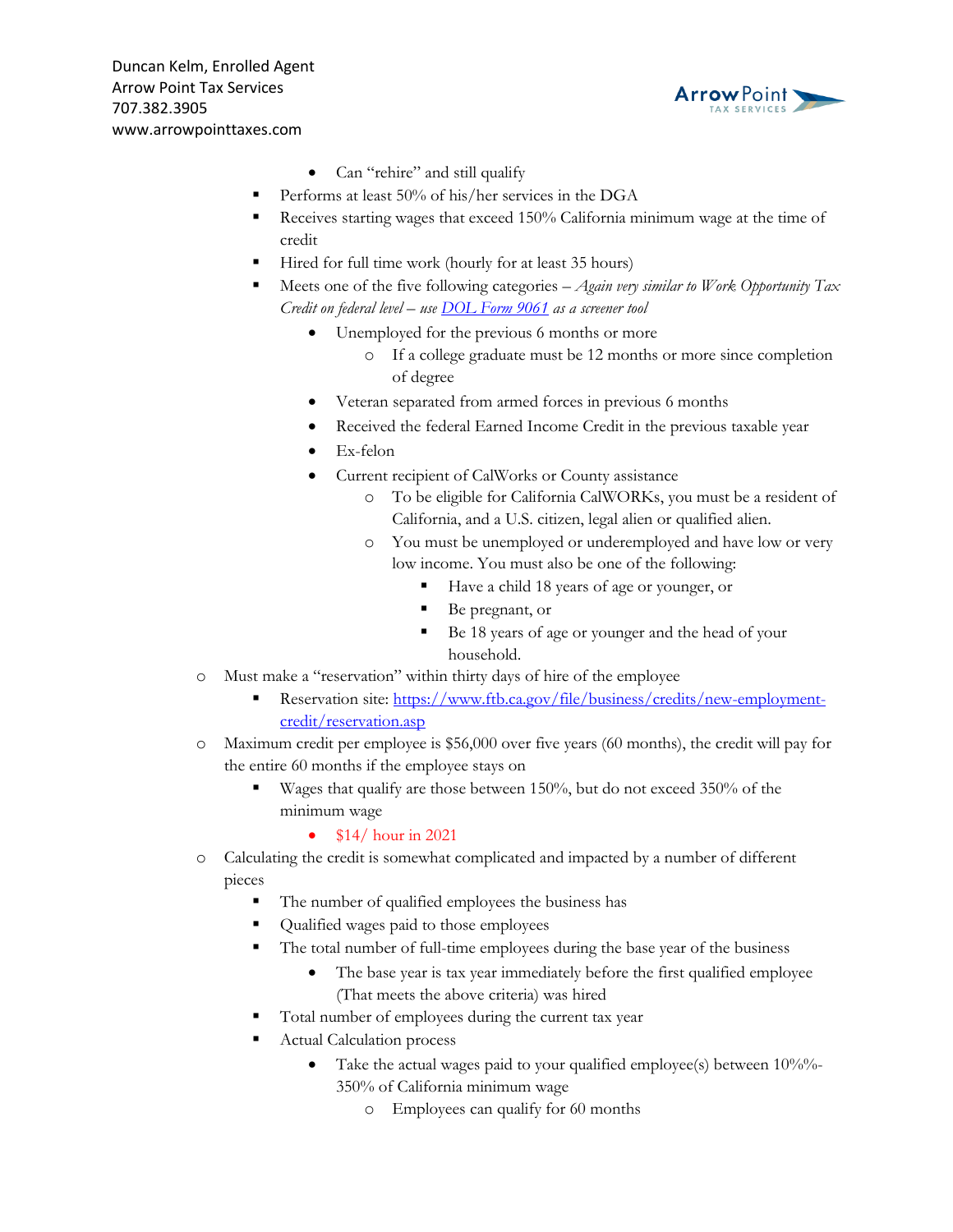- Can "rehire" and still qualify
        - Performs at least 50% of his/her services in the DGA
        - Receives starting wages that exceed 150% California minimum wage at the time of credit
        - Hired for full time work (hourly for at least 35 hours)
        - Meets one of the five following categories – *Again very similar to Work Opportunity Tax Credit on federal level – use [DOL Form 9061](#) as a screener tool*
            - Unemployed for the previous 6 months or more
                - If a college graduate must be 12 months or more since completion of degree
            - Veteran separated from armed forces in previous 6 months
            - Received the federal Earned Income Credit in the previous taxable year
            - Ex-felon
            - Current recipient of CalWorks or County assistance
                - To be eligible for California CalWORKs, you must be a resident of California, and a U.S. citizen, legal alien or qualified alien.
                - You must be unemployed or underemployed and have low or very low income. You must also be one of the following:
                    - Have a child 18 years of age or younger, or
                    - Be pregnant, or
                    - Be 18 years of age or younger and the head of your household.
    - Must make a "reservation" within thirty days of hire of the employee
        - Reservation site: https://www.ftb.ca.gov/file/business/credits/new-employment-credit/reservation.asp
    - Maximum credit per employee is $56,000 over five years (60 months), the credit will pay for the entire 60 months if the employee stays on
        - Wages that qualify are those between 150%, but do not exceed 350% of the minimum wage
            - $14/ hour in 2021
    - Calculating the credit is somewhat complicated and impacted by a number of different pieces
        - The number of qualified employees the business has
        - Qualified wages paid to those employees
        - The total number of full-time employees during the base year of the business
            - The base year is tax year immediately before the first qualified employee (That meets the above criteria) was hired
        - Total number of employees during the current tax year
        - Actual Calculation process
            - Take the actual wages paid to your qualified employee(s) between 10%%-350% of California minimum wage
                - Employees can qualify for 60 months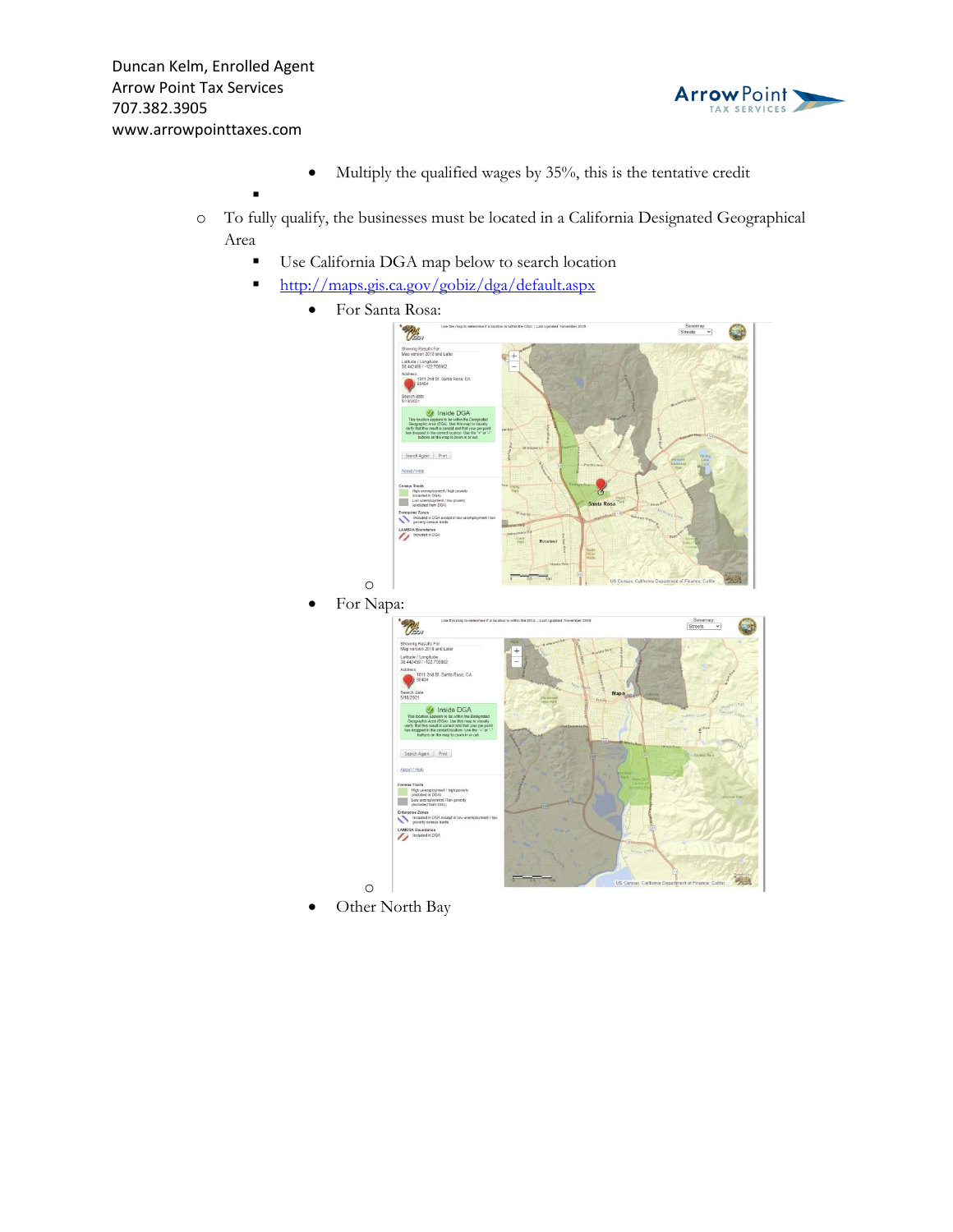- Multiply the qualified wages by 35%, this is the tentative credit

- To fully qualify, the businesses must be located in a California Designated Geographical Area
  - Use California DGA map below to search location
  - http://maps.gis.ca.gov/gobiz/dga/default.aspx
    - For Santa Rosa:
    - For Napa:
    - Other North Bay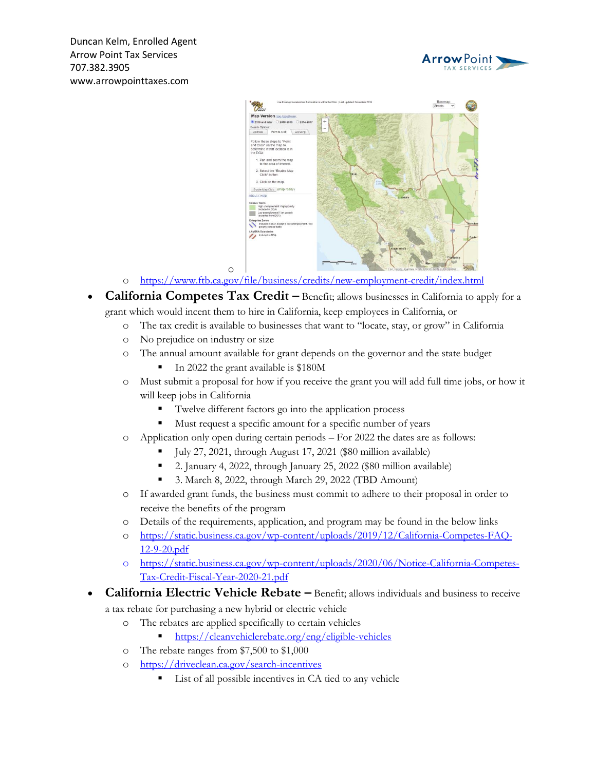- https://www.ftb.ca.gov/file/business/credits/new-employment-credit/index.html

- **California Competes Tax Credit –** Benefit; allows businesses in California to apply for a grant which would incent them to hire in California, keep employees in California, or
  - The tax credit is available to businesses that want to "locate, stay, or grow" in California
  - No prejudice on industry or size
  - The annual amount available for grant depends on the governor and the state budget
    - In 2022 the grant available is $180M
  - Must submit a proposal for how if you receive the grant you will add full time jobs, or how it will keep jobs in California
    - Twelve different factors go into the application process
    - Must request a specific amount for a specific number of years
  - Application only open during certain periods – For 2022 the dates are as follows:
    - July 27, 2021, through August 17, 2021 ($80 million available)
    - 2. January 4, 2022, through January 25, 2022 ($80 million available)
    - 3. March 8, 2022, through March 29, 2022 (TBD Amount)
  - If awarded grant funds, the business must commit to adhere to their proposal in order to receive the benefits of the program
  - Details of the requirements, application, and program may be found in the below links
  - https://static.business.ca.gov/wp-content/uploads/2019/12/California-Competes-FAQ-12-9-20.pdf
  - https://static.business.ca.gov/wp-content/uploads/2020/06/Notice-California-Competes-Tax-Credit-Fiscal-Year-2020-21.pdf
- **California Electric Vehicle Rebate –** Benefit; allows individuals and business to receive a tax rebate for purchasing a new hybrid or electric vehicle
  - The rebates are applied specifically to certain vehicles
    - https://cleanvehiclerebate.org/eng/eligible-vehicles
  - The rebate ranges from $7,500 to $1,000
  - https://driveclean.ca.gov/search-incentives
    - List of all possible incentives in CA tied to any vehicle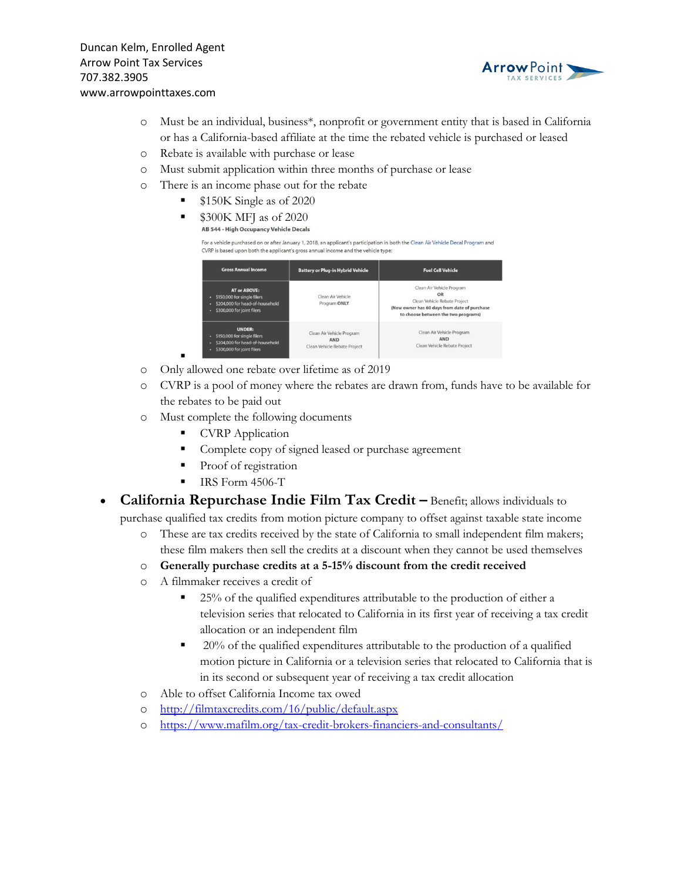- Must be an individual, business*, nonprofit or government entity that is based in California or has a California-based affiliate at the time the rebated vehicle is purchased or leased
- Rebate is available with purchase or lease
- Must submit application within three months of purchase or lease
- There is an income phase out for the rebate
  - $150K Single as of 2020
  - $300K MFJ as of 2020
  - **AB 544 - High Occupancy Vehicle Decals**

    For a vehicle purchased on or after January 1, 2018, an applicant's participation in both the Clean Air Vehicle Decal Program and CVRP is based upon both the applicant's gross annual income and the vehicle type:

    | Gross Annual Income | Battery or Plug-in Hybrid Vehicle | Fuel Cell Vehicle |
    |---|---|---|
    | **AT or ABOVE:** • $150,000 for single filers • $204,000 for head-of-household • $300,000 for joint filers | Clean Air Vehicle Program **ONLY** | Clean Air Vehicle Program **OR** Clean Vehicle Rebate Project **(New owner has 60 days from date of purchase to choose between the two programs)** |
    | **UNDER:** • $150,000 for single filers • $204,000 for head-of-household • $300,000 for joint filers | Clean Air Vehicle Program **AND** Clean Vehicle Rebate Project | Clean Air Vehicle Program **AND** Clean Vehicle Rebate Project |

- Only allowed one rebate over lifetime as of 2019
- CVRP is a pool of money where the rebates are drawn from, funds have to be available for the rebates to be paid out
- Must complete the following documents
  - CVRP Application
  - Complete copy of signed leased or purchase agreement
  - Proof of registration
  - IRS Form 4506-T

- **California Repurchase Indie Film Tax Credit –** Benefit; allows individuals to purchase qualified tax credits from motion picture company to offset against taxable state income
  - These are tax credits received by the state of California to small independent film makers; these film makers then sell the credits at a discount when they cannot be used themselves
  - **Generally purchase credits at a 5-15% discount from the credit received**
  - A filmmaker receives a credit of
    - 25% of the qualified expenditures attributable to the production of either a television series that relocated to California in its first year of receiving a tax credit allocation or an independent film
    - 20% of the qualified expenditures attributable to the production of a qualified motion picture in California or a television series that relocated to California that is in its second or subsequent year of receiving a tax credit allocation
  - Able to offset California Income tax owed
  - http://filmtaxcredits.com/16/public/default.aspx
  - https://www.mafilm.org/tax-credit-brokers-financiers-and-consultants/